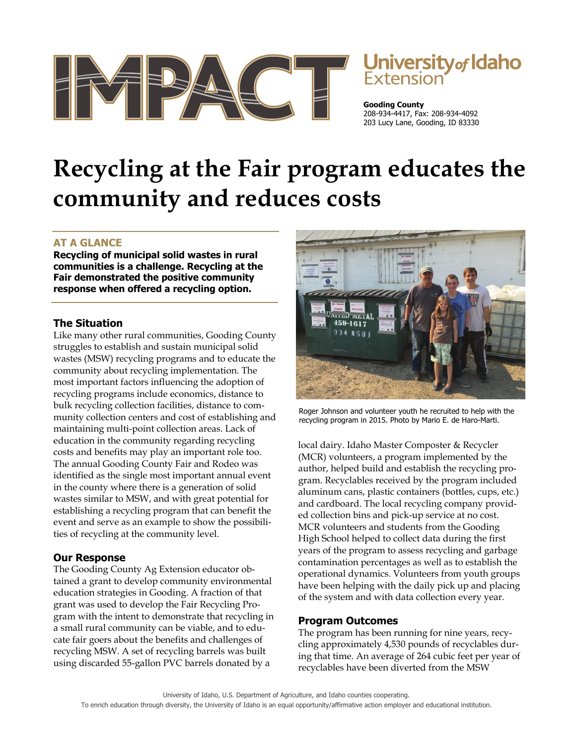IMPACT

University *of* Idaho Extension

**Gooding County**
208-934-4417, Fax: 208-934-4092
203 Lucy Lane, Gooding, ID 83330

# Recycling at the Fair program educates the community and reduces costs

## AT A GLANCE

**Recycling of municipal solid wastes in rural communities is a challenge. Recycling at the Fair demonstrated the positive community response when offered a recycling option.**

### The Situation

Like many other rural communities, Gooding County struggles to establish and sustain municipal solid wastes (MSW) recycling programs and to educate the community about recycling implementation. The most important factors influencing the adoption of recycling programs include economics, distance to bulk recycling collection facilities, distance to community collection centers and cost of establishing and maintaining multi-point collection areas. Lack of education in the community regarding recycling costs and benefits may play an important role too. The annual Gooding County Fair and Rodeo was identified as the single most important annual event in the county where there is a generation of solid wastes similar to MSW, and with great potential for establishing a recycling program that can benefit the event and serve as an example to show the possibilities of recycling at the community level.

### Our Response

The Gooding County Ag Extension educator obtained a grant to develop community environmental education strategies in Gooding. A fraction of that grant was used to develop the Fair Recycling Program with the intent to demonstrate that recycling in a small rural community can be viable, and to educate fair goers about the benefits and challenges of recycling MSW. A set of recycling barrels was built using discarded 55-gallon PVC barrels donated by a local dairy. Idaho Master Composter & Recycler (MCR) volunteers, a program implemented by the author, helped build and establish the recycling program. Recyclables received by the program included aluminum cans, plastic containers (bottles, cups, etc.) and cardboard. The local recycling company provided collection bins and pick-up service at no cost. MCR volunteers and students from the Gooding High School helped to collect data during the first years of the program to assess recycling and garbage contamination percentages as well as to establish the operational dynamics. Volunteers from youth groups have been helping with the daily pick up and placing of the system and with data collection every year.

Roger Johnson and volunteer youth he recruited to help with the recycling program in 2015. Photo by Mario E. de Haro-Marti.

### Program Outcomes

The program has been running for nine years, recycling approximately 4,530 pounds of recyclables during that time. An average of 264 cubic feet per year of recyclables have been diverted from the MSW

University of Idaho, U.S. Department of Agriculture, and Idaho counties cooperating.
To enrich education through diversity, the University of Idaho is an equal opportunity/affirmative action employer and educational institution.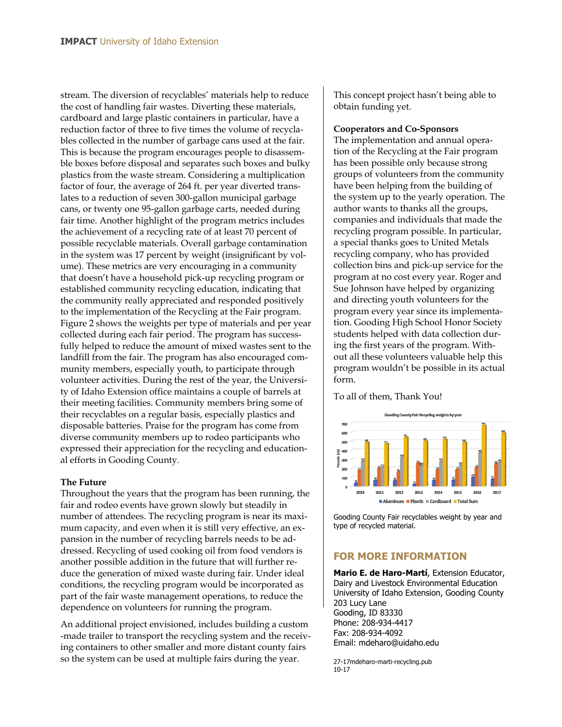stream. The diversion of recyclables' materials help to reduce the cost of handling fair wastes. Diverting these materials, cardboard and large plastic containers in particular, have a reduction factor of three to five times the volume of recyclables collected in the number of garbage cans used at the fair. This is because the program encourages people to disassemble boxes before disposal and separates such boxes and bulky plastics from the waste stream. Considering a multiplication factor of four, the average of 264 ft. per year diverted translates to a reduction of seven 300-gallon municipal garbage cans, or twenty one 95-gallon garbage carts, needed during fair time. Another highlight of the program metrics includes the achievement of a recycling rate of at least 70 percent of possible recyclable materials. Overall garbage contamination in the system was 17 percent by weight (insignificant by volume). These metrics are very encouraging in a community that doesn't have a household pick-up recycling program or established community recycling education, indicating that the community really appreciated and responded positively to the implementation of the Recycling at the Fair program. Figure 2 shows the weights per type of materials and per year collected during each fair period. The program has successfully helped to reduce the amount of mixed wastes sent to the landfill from the fair. The program has also encouraged community members, especially youth, to participate through volunteer activities. During the rest of the year, the University of Idaho Extension office maintains a couple of barrels at their meeting facilities. Community members bring some of their recyclables on a regular basis, especially plastics and disposable batteries. Praise for the program has come from diverse community members up to rodeo participants who expressed their appreciation for the recycling and educational efforts in Gooding County.

**The Future**

Throughout the years that the program has been running, the fair and rodeo events have grown slowly but steadily in number of attendees. The recycling program is near its maximum capacity, and even when it is still very effective, an expansion in the number of recycling barrels needs to be addressed. Recycling of used cooking oil from food vendors is another possible addition in the future that will further reduce the generation of mixed waste during fair. Under ideal conditions, the recycling program would be incorporated as part of the fair waste management operations, to reduce the dependence on volunteers for running the program.

An additional project envisioned, includes building a custom-made trailer to transport the recycling system and the receiving containers to other smaller and more distant county fairs so the system can be used at multiple fairs during the year. This concept project hasn't being able to obtain funding yet.

**Cooperators and Co-Sponsors**

The implementation and annual operation of the Recycling at the Fair program has been possible only because strong groups of volunteers from the community have been helping from the building of the system up to the yearly operation. The author wants to thanks all the groups, companies and individuals that made the recycling program possible. In particular, a special thanks goes to United Metals recycling company, who has provided collection bins and pick-up service for the program at no cost every year. Roger and Sue Johnson have helped by organizing and directing youth volunteers for the program every year since its implementation. Gooding High School Honor Society students helped with data collection during the first years of the program. Without all these volunteers valuable help this program wouldn't be possible in its actual form.

To all of them, Thank You!

Gooding County Fair Recycling weights by year

Pounds (Lb)

0, 100, 200, 300, 400, 500, 600, 700

2010, 2011, 2012, 2013, 2014, 2015, 2016, 2017

Aluminum, Plastic, Cardboard, Total Sum

Gooding County Fair recyclables weight by year and type of recycled material.

## FOR MORE INFORMATION

**Mario E. de Haro-Martí**, Extension Educator, Dairy and Livestock Environmental Education
University of Idaho Extension, Gooding County
203 Lucy Lane
Gooding, ID 83330
Phone: 208-934-4417
Fax: 208-934-4092
Email: mdeharo@uidaho.edu

27-17mdeharo-marti-recycling.pub
10-17